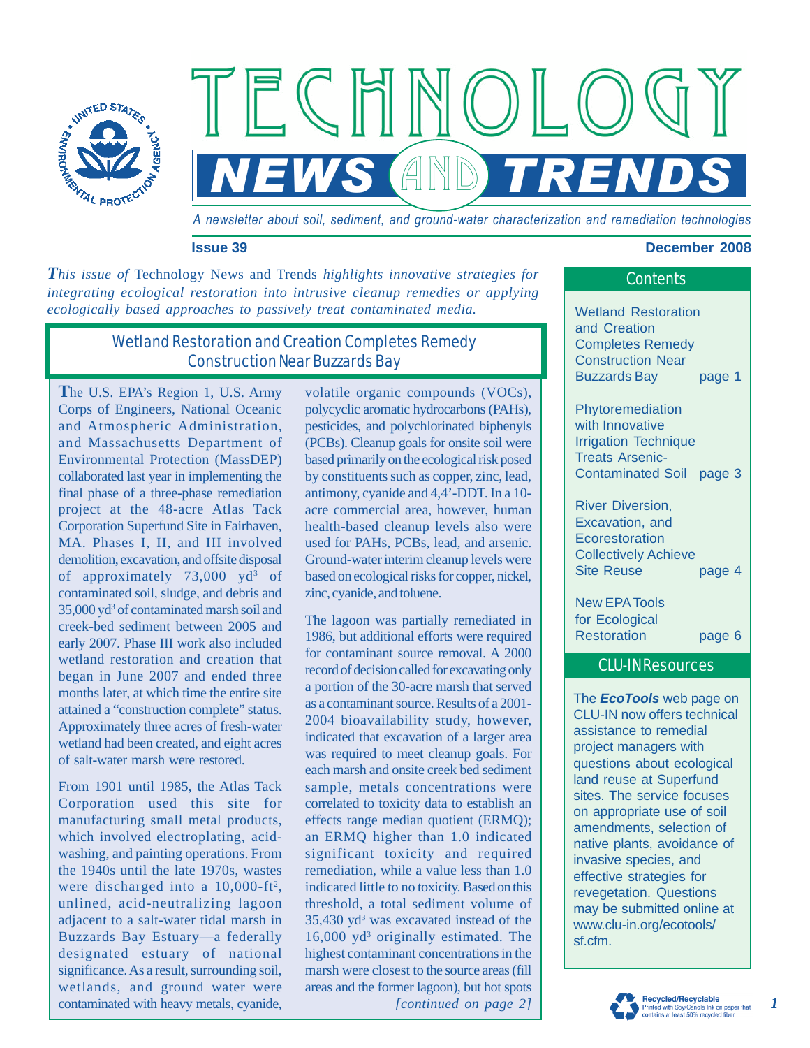# TECHNOLOGY NEWS AND TRENDS

*A newsletter about soil, sediment, and ground-water characterization and remediation technologies*

**Issue 39** **December 2008**

*This issue of* Technology News and Trends *highlights innovative strategies for integrating ecological restoration into intrusive cleanup remedies or applying ecologically based approaches to passively treat contaminated media.*

## Wetland Restoration and Creation Completes Remedy Construction Near Buzzards Bay

The U.S. EPA's Region 1, U.S. Army Corps of Engineers, National Oceanic and Atmospheric Administration, and Massachusetts Department of Environmental Protection (MassDEP) collaborated last year in implementing the final phase of a three-phase remediation project at the 48-acre Atlas Tack Corporation Superfund Site in Fairhaven, MA. Phases I, II, and III involved demolition, excavation, and offsite disposal of approximately 73,000 $yd^3$ of contaminated soil, sludge, and debris and 35,000 $yd^3$ of contaminated marsh soil and creek-bed sediment between 2005 and early 2007. Phase III work also included wetland restoration and creation that began in June 2007 and ended three months later, at which time the entire site attained a "construction complete" status. Approximately three acres of fresh-water wetland had been created, and eight acres of salt-water marsh were restored.

From 1901 until 1985, the Atlas Tack Corporation used this site for manufacturing small metal products, which involved electroplating, acid-washing, and painting operations. From the 1940s until the late 1970s, wastes were discharged into a 10,000-$ft^2$, unlined, acid-neutralizing lagoon adjacent to a salt-water tidal marsh in Buzzards Bay Estuary—a federally designated estuary of national significance. As a result, surrounding soil, wetlands, and ground water were contaminated with heavy metals, cyanide, volatile organic compounds (VOCs), polycyclic aromatic hydrocarbons (PAHs), pesticides, and polychlorinated biphenyls (PCBs). Cleanup goals for onsite soil were based primarily on the ecological risk posed by constituents such as copper, zinc, lead, antimony, cyanide and 4,4'-DDT. In a 10-acre commercial area, however, human health-based cleanup levels also were used for PAHs, PCBs, lead, and arsenic. Ground-water interim cleanup levels were based on ecological risks for copper, nickel, zinc, cyanide, and toluene.

The lagoon was partially remediated in 1986, but additional efforts were required for contaminant source removal. A 2000 record of decision called for excavating only a portion of the 30-acre marsh that served as a contaminant source. Results of a 2001-2004 bioavailability study, however, indicated that excavation of a larger area was required to meet cleanup goals. For each marsh and onsite creek bed sediment sample, metals concentrations were correlated to toxicity data to establish an effects range median quotient (ERMQ); an ERMQ higher than 1.0 indicated significant toxicity and required remediation, while a value less than 1.0 indicated little to no toxicity. Based on this threshold, a total sediment volume of 35,430 $yd^3$ was excavated instead of the 16,000 $yd^3$ originally estimated. The highest contaminant concentrations in the marsh were closest to the source areas (fill areas and the former lagoon), but hot spots

*[continued on page 2]*

## Contents

- Wetland Restoration and Creation Completes Remedy Construction Near Buzzards Bay — page 1
- Phytoremediation with Innovative Irrigation Technique Treats Arsenic-Contaminated Soil — page 3
- River Diversion, Excavation, and Ecorestoration Collectively Achieve Site Reuse — page 4
- New EPA Tools for Ecological Restoration — page 6

## CLU-IN Resources

The ***EcoTools*** web page on CLU-IN now offers technical assistance to remedial project managers with questions about ecological land reuse at Superfund sites. The service focuses on appropriate use of soil amendments, selection of native plants, avoidance of invasive species, and effective strategies for revegetation. Questions may be submitted online at www.clu-in.org/ecotools/sf.cfm.

Recycled/Recyclable — Printed with Soy/Canola ink on paper that contains at least 50% recycled fiber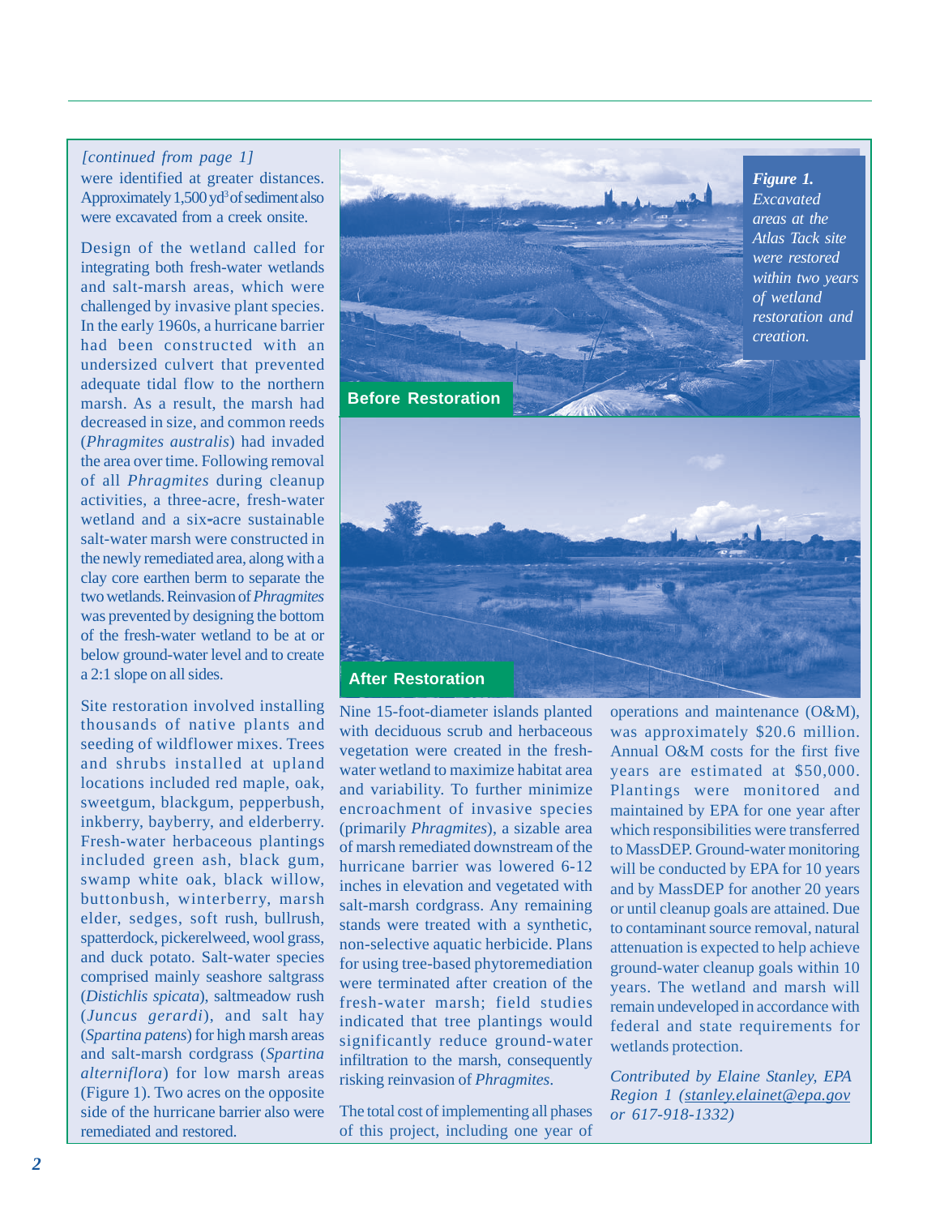*[continued from page 1]*

were identified at greater distances. Approximately 1,500 $yd^3$ of sediment also were excavated from a creek onsite.

Design of the wetland called for integrating both fresh-water wetlands and salt-marsh areas, which were challenged by invasive plant species. In the early 1960s, a hurricane barrier had been constructed with an undersized culvert that prevented adequate tidal flow to the northern marsh. As a result, the marsh had decreased in size, and common reeds (*Phragmites australis*) had invaded the area over time. Following removal of all *Phragmites* during cleanup activities, a three-acre, fresh-water wetland and a six-acre sustainable salt-water marsh were constructed in the newly remediated area, along with a clay core earthen berm to separate the two wetlands. Reinvasion of *Phragmites* was prevented by designing the bottom of the fresh-water wetland to be at or below ground-water level and to create a 2:1 slope on all sides.

Site restoration involved installing thousands of native plants and seeding of wildflower mixes. Trees and shrubs installed at upland locations included red maple, oak, sweetgum, blackgum, pepperbush, inkberry, bayberry, and elderberry. Fresh-water herbaceous plantings included green ash, black gum, swamp white oak, black willow, buttonbush, winterberry, marsh elder, sedges, soft rush, bullrush, spatterdock, pickerelweed, wool grass, and duck potato. Salt-water species comprised mainly seashore saltgrass (*Distichlis spicata*), saltmeadow rush (*Juncus gerardi*), and salt hay (*Spartina patens*) for high marsh areas and salt-marsh cordgrass (*Spartina alterniflora*) for low marsh areas (Figure 1). Two acres on the opposite side of the hurricane barrier also were remediated and restored.

**Before Restoration**

**After Restoration**

***Figure 1.*** *Excavated areas at the Atlas Tack site were restored within two years of wetland restoration and creation.*

Nine 15-foot-diameter islands planted with deciduous scrub and herbaceous vegetation were created in the fresh-water wetland to maximize habitat area and variability. To further minimize encroachment of invasive species (primarily *Phragmites*), a sizable area of marsh remediated downstream of the hurricane barrier was lowered 6-12 inches in elevation and vegetated with salt-marsh cordgrass. Any remaining stands were treated with a synthetic, non-selective aquatic herbicide. Plans for using tree-based phytoremediation were terminated after creation of the fresh-water marsh; field studies indicated that tree plantings would significantly reduce ground-water infiltration to the marsh, consequently risking reinvasion of *Phragmites*.

The total cost of implementing all phases of this project, including one year of operations and maintenance (O&M), was approximately $20.6 million. Annual O&M costs for the first five years are estimated at $50,000. Plantings were monitored and maintained by EPA for one year after which responsibilities were transferred to MassDEP. Ground-water monitoring will be conducted by EPA for 10 years and by MassDEP for another 20 years or until cleanup goals are attained. Due to contaminant source removal, natural attenuation is expected to help achieve ground-water cleanup goals within 10 years. The wetland and marsh will remain undeveloped in accordance with federal and state requirements for wetlands protection.

*Contributed by Elaine Stanley, EPA Region 1 (stanley.elainet@epa.gov or 617-918-1332)*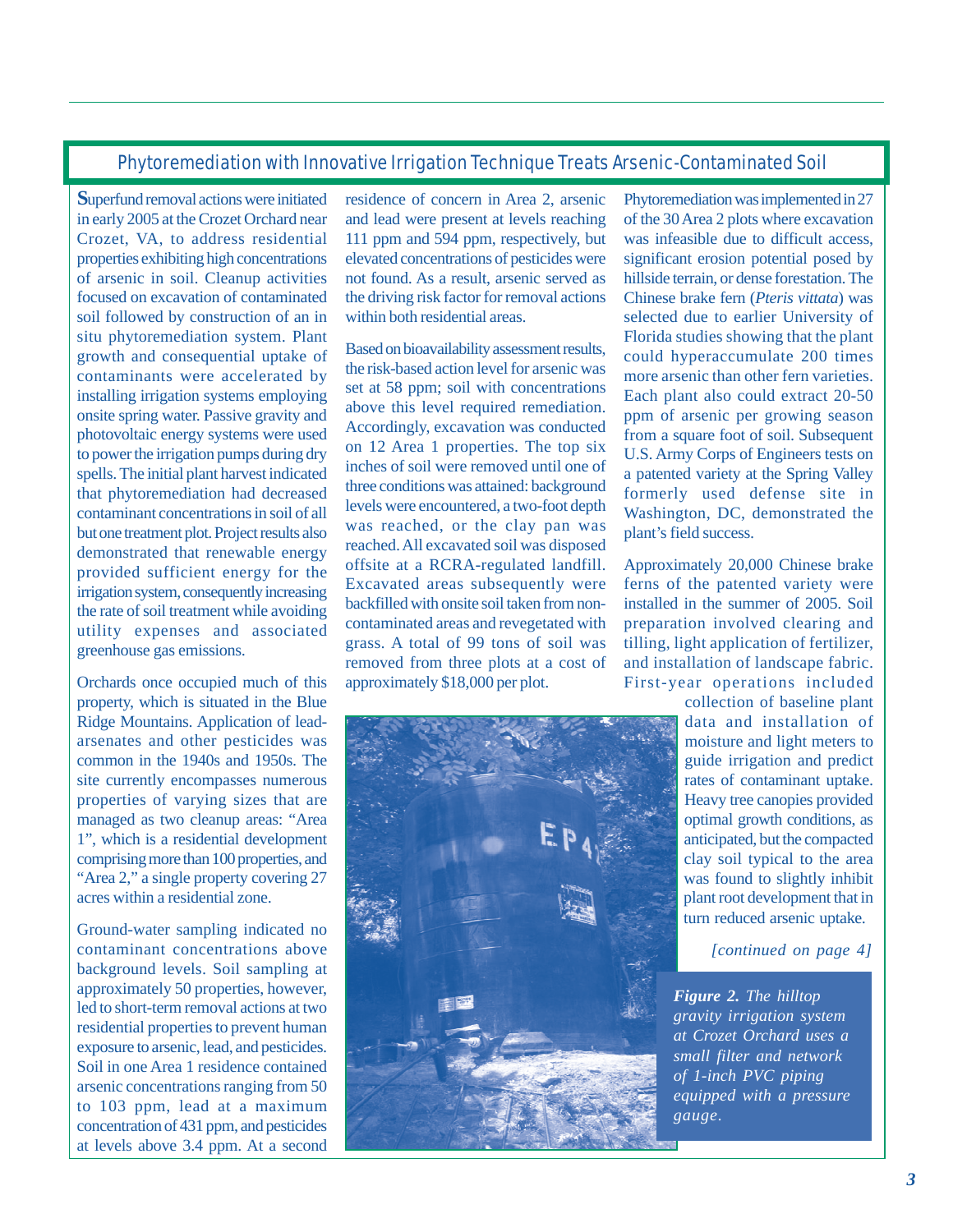## Phytoremediation with Innovative Irrigation Technique Treats Arsenic-Contaminated Soil

Superfund removal actions were initiated in early 2005 at the Crozet Orchard near Crozet, VA, to address residential properties exhibiting high concentrations of arsenic in soil. Cleanup activities focused on excavation of contaminated soil followed by construction of an in situ phytoremediation system. Plant growth and consequential uptake of contaminants were accelerated by installing irrigation systems employing onsite spring water. Passive gravity and photovoltaic energy systems were used to power the irrigation pumps during dry spells. The initial plant harvest indicated that phytoremediation had decreased contaminant concentrations in soil of all but one treatment plot. Project results also demonstrated that renewable energy provided sufficient energy for the irrigation system, consequently increasing the rate of soil treatment while avoiding utility expenses and associated greenhouse gas emissions.

Orchards once occupied much of this property, which is situated in the Blue Ridge Mountains. Application of lead-arsenates and other pesticides was common in the 1940s and 1950s. The site currently encompasses numerous properties of varying sizes that are managed as two cleanup areas: "Area 1", which is a residential development comprising more than 100 properties, and "Area 2," a single property covering 27 acres within a residential zone.

Ground-water sampling indicated no contaminant concentrations above background levels. Soil sampling at approximately 50 properties, however, led to short-term removal actions at two residential properties to prevent human exposure to arsenic, lead, and pesticides. Soil in one Area 1 residence contained arsenic concentrations ranging from 50 to 103 ppm, lead at a maximum concentration of 431 ppm, and pesticides at levels above 3.4 ppm. At a second residence of concern in Area 2, arsenic and lead were present at levels reaching 111 ppm and 594 ppm, respectively, but elevated concentrations of pesticides were not found. As a result, arsenic served as the driving risk factor for removal actions within both residential areas.

Based on bioavailability assessment results, the risk-based action level for arsenic was set at 58 ppm; soil with concentrations above this level required remediation. Accordingly, excavation was conducted on 12 Area 1 properties. The top six inches of soil were removed until one of three conditions was attained: background levels were encountered, a two-foot depth was reached, or the clay pan was reached. All excavated soil was disposed offsite at a RCRA-regulated landfill. Excavated areas subsequently were backfilled with onsite soil taken from non-contaminated areas and revegetated with grass. A total of 99 tons of soil was removed from three plots at a cost of approximately $18,000 per plot.

Phytoremediation was implemented in 27 of the 30 Area 2 plots where excavation was infeasible due to difficult access, significant erosion potential posed by hillside terrain, or dense forestation. The Chinese brake fern (*Pteris vittata*) was selected due to earlier University of Florida studies showing that the plant could hyperaccumulate 200 times more arsenic than other fern varieties. Each plant also could extract 20-50 ppm of arsenic per growing season from a square foot of soil. Subsequent U.S. Army Corps of Engineers tests on a patented variety at the Spring Valley formerly used defense site in Washington, DC, demonstrated the plant's field success.

Approximately 20,000 Chinese brake ferns of the patented variety were installed in the summer of 2005. Soil preparation involved clearing and tilling, light application of fertilizer, and installation of landscape fabric. First-year operations included collection of baseline plant data and installation of moisture and light meters to guide irrigation and predict rates of contaminant uptake. Heavy tree canopies provided optimal growth conditions, as anticipated, but the compacted clay soil typical to the area was found to slightly inhibit plant root development that in turn reduced arsenic uptake.

*[continued on page 4]*

***Figure 2.*** *The hilltop gravity irrigation system at Crozet Orchard uses a small filter and network of 1-inch PVC piping equipped with a pressure gauge.*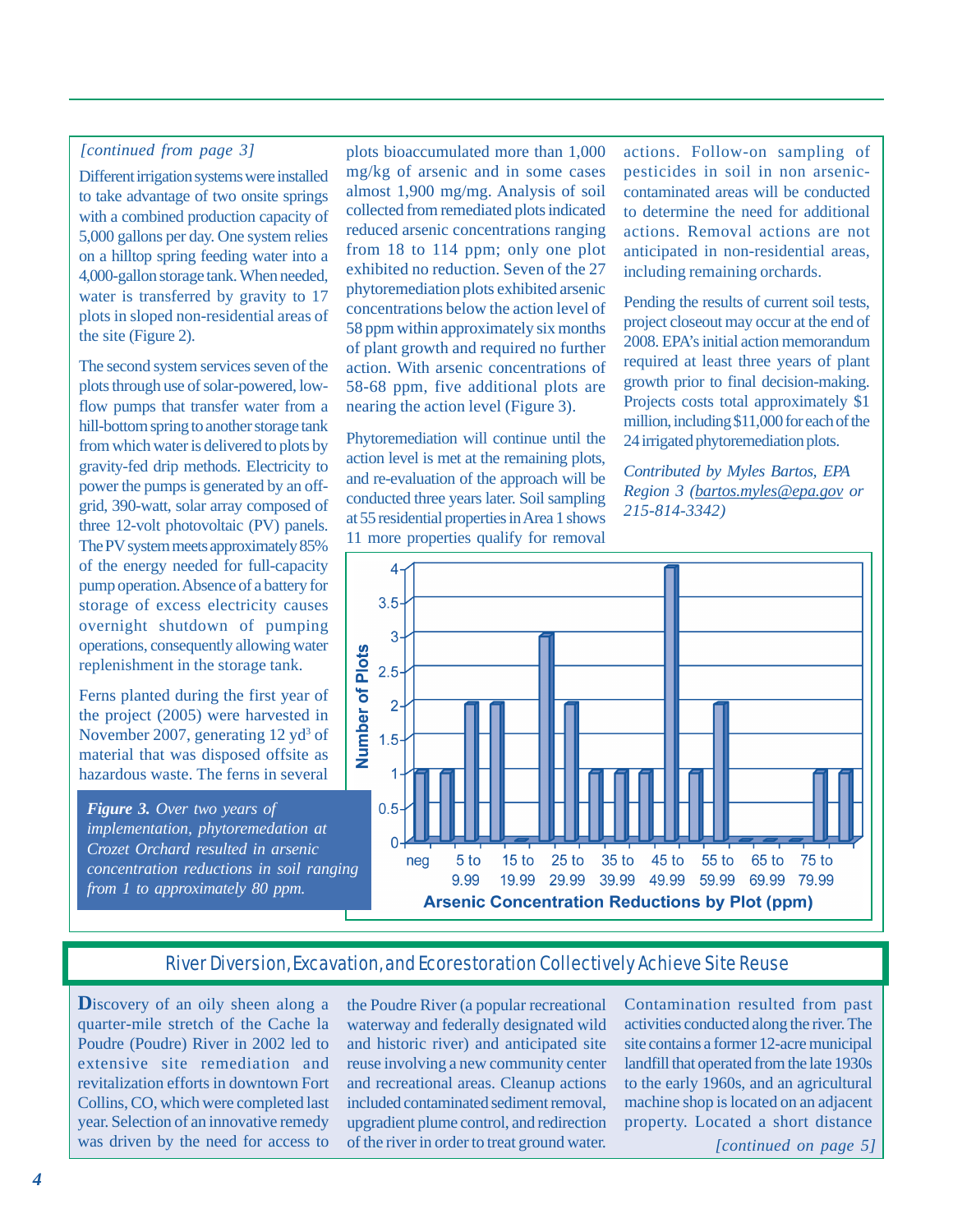*[continued from page 3]*

Different irrigation systems were installed to take advantage of two onsite springs with a combined production capacity of 5,000 gallons per day. One system relies on a hilltop spring feeding water into a 4,000-gallon storage tank. When needed, water is transferred by gravity to 17 plots in sloped non-residential areas of the site (Figure 2).

The second system services seven of the plots through use of solar-powered, low-flow pumps that transfer water from a hill-bottom spring to another storage tank from which water is delivered to plots by gravity-fed drip methods. Electricity to power the pumps is generated by an off-grid, 390-watt, solar array composed of three 12-volt photovoltaic (PV) panels. The PV system meets approximately 85% of the energy needed for full-capacity pump operation. Absence of a battery for storage of excess electricity causes overnight shutdown of pumping operations, consequently allowing water replenishment in the storage tank.

Ferns planted during the first year of the project (2005) were harvested in November 2007, generating 12 yd$^3$ of material that was disposed offsite as hazardous waste. The ferns in several plots bioaccumulated more than 1,000 mg/kg of arsenic and in some cases almost 1,900 mg/mg. Analysis of soil collected from remediated plots indicated reduced arsenic concentrations ranging from 18 to 114 ppm; only one plot exhibited no reduction. Seven of the 27 phytoremediation plots exhibited arsenic concentrations below the action level of 58 ppm within approximately six months of plant growth and required no further action. With arsenic concentrations of 58-68 ppm, five additional plots are nearing the action level (Figure 3).

Phytoremediation will continue until the action level is met at the remaining plots, and re-evaluation of the approach will be conducted three years later. Soil sampling at 55 residential properties in Area 1 shows 11 more properties qualify for removal actions. Follow-on sampling of pesticides in soil in non arsenic-contaminated areas will be conducted to determine the need for additional actions. Removal actions are not anticipated in non-residential areas, including remaining orchards.

Pending the results of current soil tests, project closeout may occur at the end of 2008. EPA's initial action memorandum required at least three years of plant growth prior to final decision-making. Projects costs total approximately $1 million, including $11,000 for each of the 24 irrigated phytoremediation plots.

*Contributed by Myles Bartos, EPA Region 3 (bartos.myles@epa.gov or 215-814-3342)*

| Arsenic Concentration Reductions by Plot (ppm) | Number of Plots |
|---|---|
| neg | 1 |
| 0 to 4.99 | 1 |
| 5 to 9.99 | 2 |
| 10 to 14.99 | 2 |
| 15 to 19.99 | 0 |
| 20 to 24.99 | 3 |
| 25 to 29.99 | 2 |
| 30 to 34.99 | 1 |
| 35 to 39.99 | 1 |
| 40 to 44.99 | 1 |
| 45 to 49.99 | 4 |
| 50 to 54.99 | 1 |
| 55 to 59.99 | 2 |
| 60 to 64.99 | 0 |
| 65 to 69.99 | 0 |
| 70 to 74.99 | 0 |
| 75 to 79.99 | 1 |
| 80+ | 1 |

***Figure 3.*** *Over two years of implementation, phytoremedation at Crozet Orchard resulted in arsenic concentration reductions in soil ranging from 1 to approximately 80 ppm.*

## River Diversion, Excavation, and Ecorestoration Collectively Achieve Site Reuse

**D**iscovery of an oily sheen along a quarter-mile stretch of the Cache la Poudre (Poudre) River in 2002 led to extensive site remediation and revitalization efforts in downtown Fort Collins, CO, which were completed last year. Selection of an innovative remedy was driven by the need for access to the Poudre River (a popular recreational waterway and federally designated wild and historic river) and anticipated site reuse involving a new community center and recreational areas. Cleanup actions included contaminated sediment removal, upgradient plume control, and redirection of the river in order to treat ground water.

Contamination resulted from past activities conducted along the river. The site contains a former 12-acre municipal landfill that operated from the late 1930s to the early 1960s, and an agricultural machine shop is located on an adjacent property. Located a short distance

*[continued on page 5]*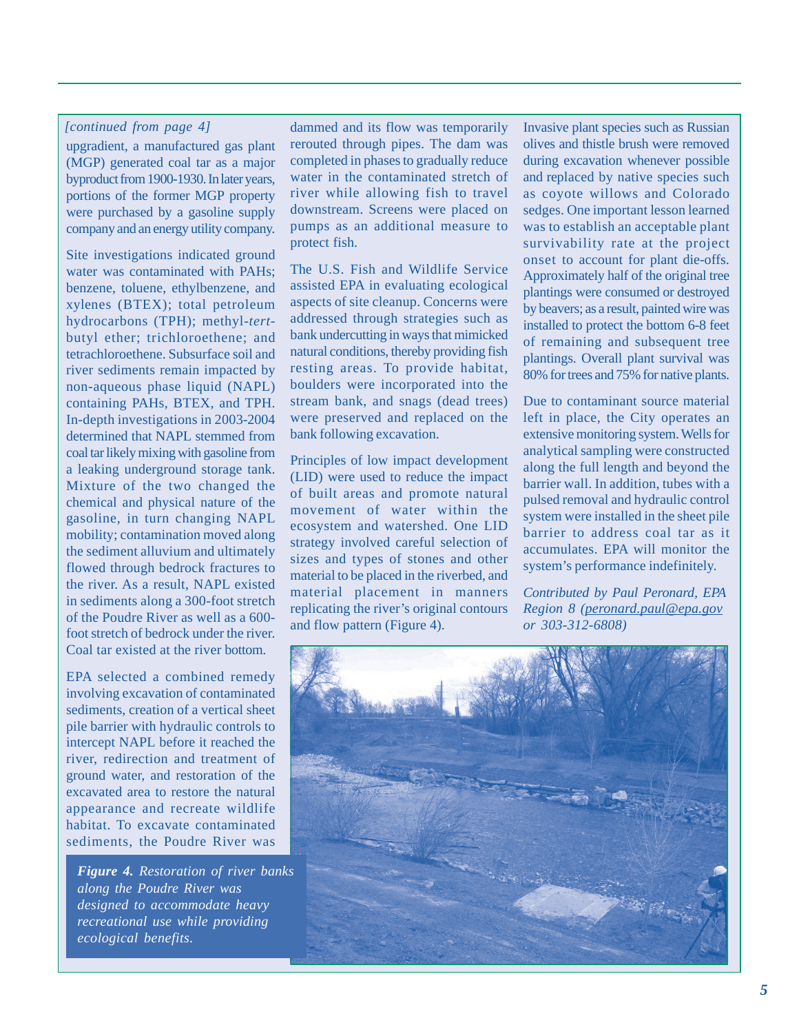*[continued from page 4]*

upgradient, a manufactured gas plant (MGP) generated coal tar as a major byproduct from 1900-1930. In later years, portions of the former MGP property were purchased by a gasoline supply company and an energy utility company.

Site investigations indicated ground water was contaminated with PAHs; benzene, toluene, ethylbenzene, and xylenes (BTEX); total petroleum hydrocarbons (TPH); methyl-*tert*-butyl ether; trichloroethene; and tetrachloroethene. Subsurface soil and river sediments remain impacted by non-aqueous phase liquid (NAPL) containing PAHs, BTEX, and TPH. In-depth investigations in 2003-2004 determined that NAPL stemmed from coal tar likely mixing with gasoline from a leaking underground storage tank. Mixture of the two changed the chemical and physical nature of the gasoline, in turn changing NAPL mobility; contamination moved along the sediment alluvium and ultimately flowed through bedrock fractures to the river. As a result, NAPL existed in sediments along a 300-foot stretch of the Poudre River as well as a 600-foot stretch of bedrock under the river. Coal tar existed at the river bottom.

EPA selected a combined remedy involving excavation of contaminated sediments, creation of a vertical sheet pile barrier with hydraulic controls to intercept NAPL before it reached the river, redirection and treatment of ground water, and restoration of the excavated area to restore the natural appearance and recreate wildlife habitat. To excavate contaminated sediments, the Poudre River was dammed and its flow was temporarily rerouted through pipes. The dam was completed in phases to gradually reduce water in the contaminated stretch of river while allowing fish to travel downstream. Screens were placed on pumps as an additional measure to protect fish.

The U.S. Fish and Wildlife Service assisted EPA in evaluating ecological aspects of site cleanup. Concerns were addressed through strategies such as bank undercutting in ways that mimicked natural conditions, thereby providing fish resting areas. To provide habitat, boulders were incorporated into the stream bank, and snags (dead trees) were preserved and replaced on the bank following excavation.

Principles of low impact development (LID) were used to reduce the impact of built areas and promote natural movement of water within the ecosystem and watershed. One LID strategy involved careful selection of sizes and types of stones and other material to be placed in the riverbed, and material placement in manners replicating the river's original contours and flow pattern (Figure 4).

Invasive plant species such as Russian olives and thistle brush were removed during excavation whenever possible and replaced by native species such as coyote willows and Colorado sedges. One important lesson learned was to establish an acceptable plant survivability rate at the project onset to account for plant die-offs. Approximately half of the original tree plantings were consumed or destroyed by beavers; as a result, painted wire was installed to protect the bottom 6-8 feet of remaining and subsequent tree plantings. Overall plant survival was 80% for trees and 75% for native plants.

Due to contaminant source material left in place, the City operates an extensive monitoring system. Wells for analytical sampling were constructed along the full length and beyond the barrier wall. In addition, tubes with a pulsed removal and hydraulic control system were installed in the sheet pile barrier to address coal tar as it accumulates. EPA will monitor the system's performance indefinitely.

*Contributed by Paul Peronard, EPA Region 8 (peronard.paul@epa.gov or 303-312-6808)*

***Figure 4.** Restoration of river banks along the Poudre River was designed to accommodate heavy recreational use while providing ecological benefits.*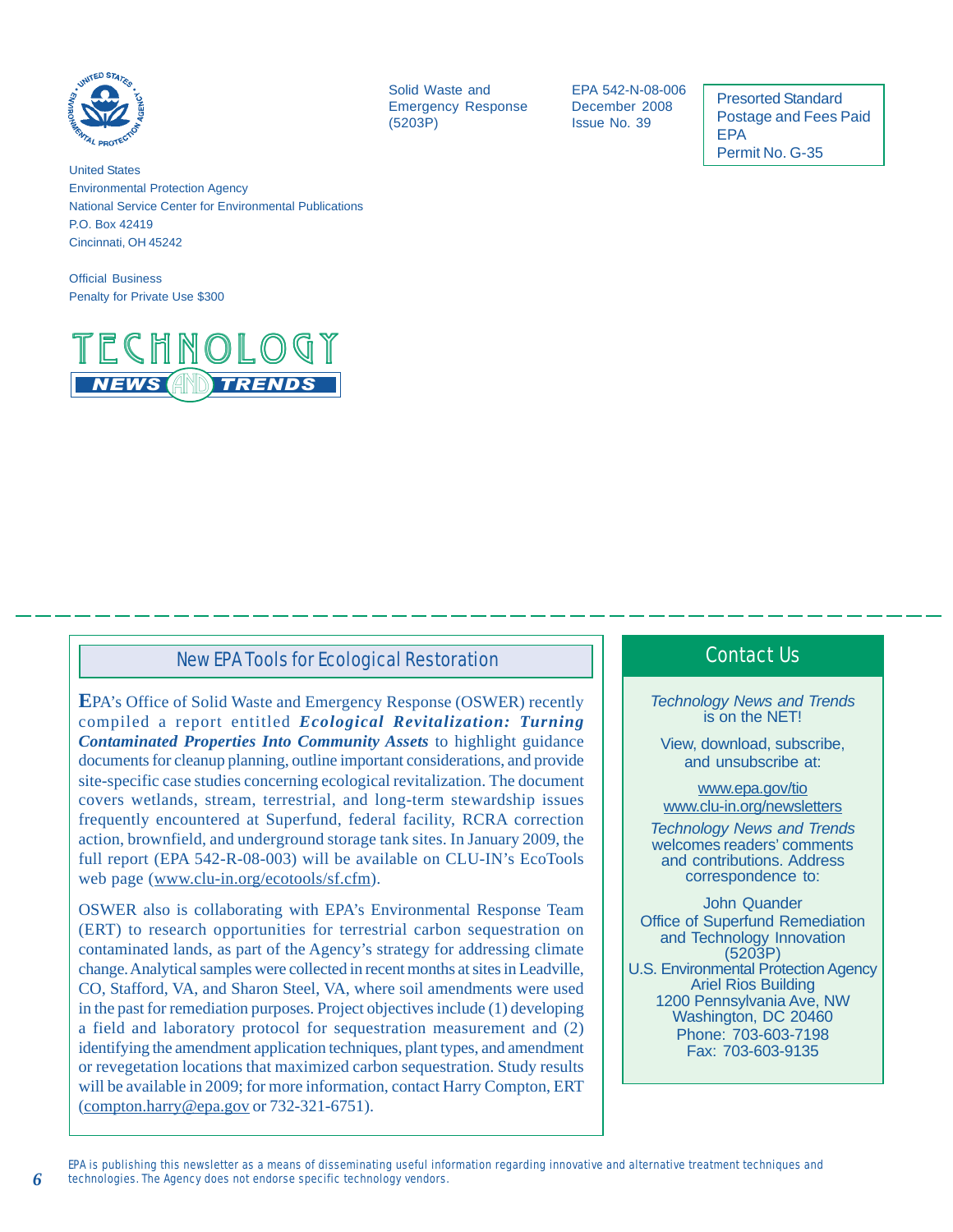Solid Waste and Emergency Response (5203P)

EPA 542-N-08-006
December 2008
Issue No. 39

Presorted Standard
Postage and Fees Paid
EPA
Permit No. G-35

United States
Environmental Protection Agency
National Service Center for Environmental Publications
P.O. Box 42419
Cincinnati, OH 45242

Official Business
Penalty for Private Use $300

# TECHNOLOGY NEWS AND TRENDS

## New EPA Tools for Ecological Restoration

EPA's Office of Solid Waste and Emergency Response (OSWER) recently compiled a report entitled ***Ecological Revitalization: Turning Contaminated Properties Into Community Assets*** to highlight guidance documents for cleanup planning, outline important considerations, and provide site-specific case studies concerning ecological revitalization. The document covers wetlands, stream, terrestrial, and long-term stewardship issues frequently encountered at Superfund, federal facility, RCRA correction action, brownfield, and underground storage tank sites. In January 2009, the full report (EPA 542-R-08-003) will be available on CLU-IN's EcoTools web page (www.clu-in.org/ecotools/sf.cfm).

OSWER also is collaborating with EPA's Environmental Response Team (ERT) to research opportunities for terrestrial carbon sequestration on contaminated lands, as part of the Agency's strategy for addressing climate change. Analytical samples were collected in recent months at sites in Leadville, CO, Stafford, VA, and Sharon Steel, VA, where soil amendments were used in the past for remediation purposes. Project objectives include (1) developing a field and laboratory protocol for sequestration measurement and (2) identifying the amendment application techniques, plant types, and amendment or revegetation locations that maximized carbon sequestration. Study results will be available in 2009; for more information, contact Harry Compton, ERT (compton.harry@epa.gov or 732-321-6751).

## Contact Us

*Technology News and Trends* is on the NET!

View, download, subscribe, and unsubscribe at:

www.epa.gov/tio
www.clu-in.org/newsletters

*Technology News and Trends* welcomes readers' comments and contributions. Address correspondence to:

John Quander
Office of Superfund Remediation and Technology Innovation
(5203P)
U.S. Environmental Protection Agency
Ariel Rios Building
1200 Pennsylvania Ave, NW
Washington, DC 20460
Phone: 703-603-7198
Fax: 703-603-9135

EPA is publishing this newsletter as a means of disseminating useful information regarding innovative and alternative treatment techniques and technologies. The Agency does not endorse specific technology vendors.